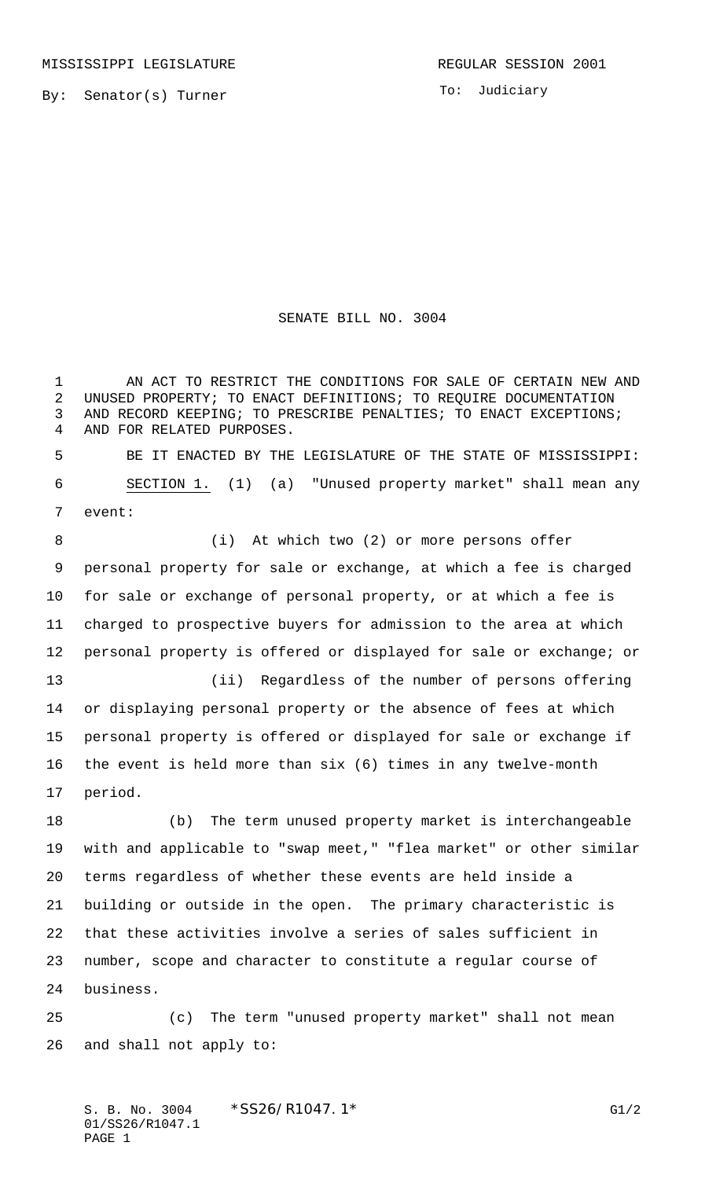MISSISSIPPI LEGISLATURE REGULAR SESSION 2001

By: Senator(s) Turner

To: Judiciary

# SENATE BILL NO. 3004

AN ACT TO RESTRICT THE CONDITIONS FOR SALE OF CERTAIN NEW AND UNUSED PROPERTY; TO ENACT DEFINITIONS; TO REQUIRE DOCUMENTATION AND RECORD KEEPING; TO PRESCRIBE PENALTIES; TO ENACT EXCEPTIONS; AND FOR RELATED PURPOSES.

BE IT ENACTED BY THE LEGISLATURE OF THE STATE OF MISSISSIPPI:

SECTION 1. (1) (a) "Unused property market" shall mean any event:

(i) At which two (2) or more persons offer personal property for sale or exchange, at which a fee is charged for sale or exchange of personal property, or at which a fee is charged to prospective buyers for admission to the area at which personal property is offered or displayed for sale or exchange; or

(ii) Regardless of the number of persons offering or displaying personal property or the absence of fees at which personal property is offered or displayed for sale or exchange if the event is held more than six (6) times in any twelve-month period.

(b) The term unused property market is interchangeable with and applicable to "swap meet," "flea market" or other similar terms regardless of whether these events are held inside a building or outside in the open. The primary characteristic is that these activities involve a series of sales sufficient in number, scope and character to constitute a regular course of business.

(c) The term "unused property market" shall not mean and shall not apply to: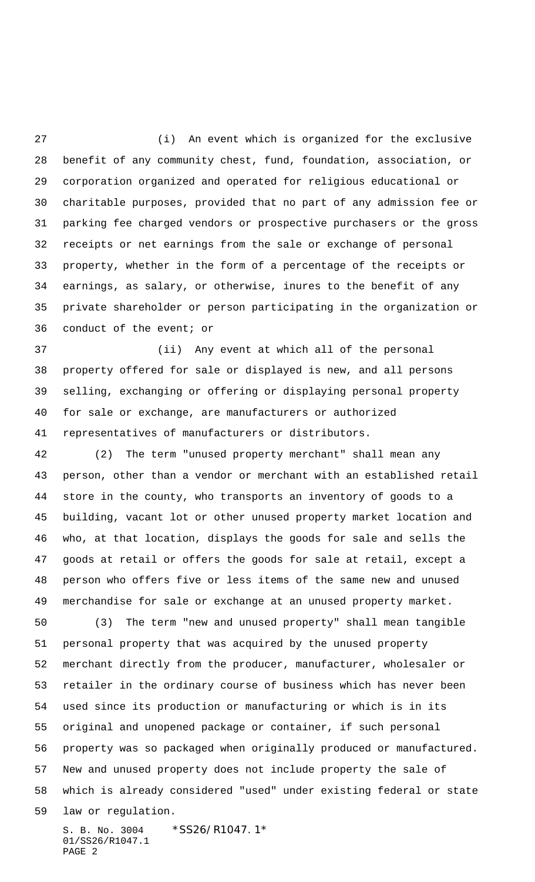(i) An event which is organized for the exclusive benefit of any community chest, fund, foundation, association, or corporation organized and operated for religious educational or charitable purposes, provided that no part of any admission fee or parking fee charged vendors or prospective purchasers or the gross receipts or net earnings from the sale or exchange of personal property, whether in the form of a percentage of the receipts or earnings, as salary, or otherwise, inures to the benefit of any private shareholder or person participating in the organization or conduct of the event; or

(ii) Any event at which all of the personal property offered for sale or displayed is new, and all persons selling, exchanging or offering or displaying personal property for sale or exchange, are manufacturers or authorized representatives of manufacturers or distributors.

(2) The term "unused property merchant" shall mean any person, other than a vendor or merchant with an established retail store in the county, who transports an inventory of goods to a building, vacant lot or other unused property market location and who, at that location, displays the goods for sale and sells the goods at retail or offers the goods for sale at retail, except a person who offers five or less items of the same new and unused merchandise for sale or exchange at an unused property market.

(3) The term "new and unused property" shall mean tangible personal property that was acquired by the unused property merchant directly from the producer, manufacturer, wholesaler or retailer in the ordinary course of business which has never been used since its production or manufacturing or which is in its original and unopened package or container, if such personal property was so packaged when originally produced or manufactured. New and unused property does not include property the sale of which is already considered "used" under existing federal or state law or regulation.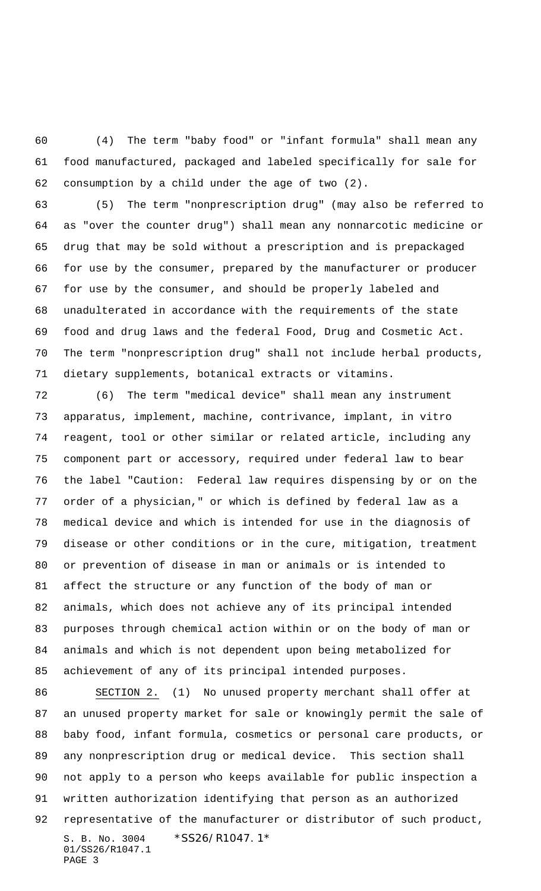(4) The term "baby food" or "infant formula" shall mean any food manufactured, packaged and labeled specifically for sale for consumption by a child under the age of two (2).

(5) The term "nonprescription drug" (may also be referred to as "over the counter drug") shall mean any nonnarcotic medicine or drug that may be sold without a prescription and is prepackaged for use by the consumer, prepared by the manufacturer or producer for use by the consumer, and should be properly labeled and unadulterated in accordance with the requirements of the state food and drug laws and the federal Food, Drug and Cosmetic Act. The term "nonprescription drug" shall not include herbal products, dietary supplements, botanical extracts or vitamins.

(6) The term "medical device" shall mean any instrument apparatus, implement, machine, contrivance, implant, in vitro reagent, tool or other similar or related article, including any component part or accessory, required under federal law to bear the label "Caution: Federal law requires dispensing by or on the order of a physician," or which is defined by federal law as a medical device and which is intended for use in the diagnosis of disease or other conditions or in the cure, mitigation, treatment or prevention of disease in man or animals or is intended to affect the structure or any function of the body of man or animals, which does not achieve any of its principal intended purposes through chemical action within or on the body of man or animals and which is not dependent upon being metabolized for achievement of any of its principal intended purposes.

SECTION 2. (1) No unused property merchant shall offer at an unused property market for sale or knowingly permit the sale of baby food, infant formula, cosmetics or personal care products, or any nonprescription drug or medical device. This section shall not apply to a person who keeps available for public inspection a written authorization identifying that person as an authorized representative of the manufacturer or distributor of such product,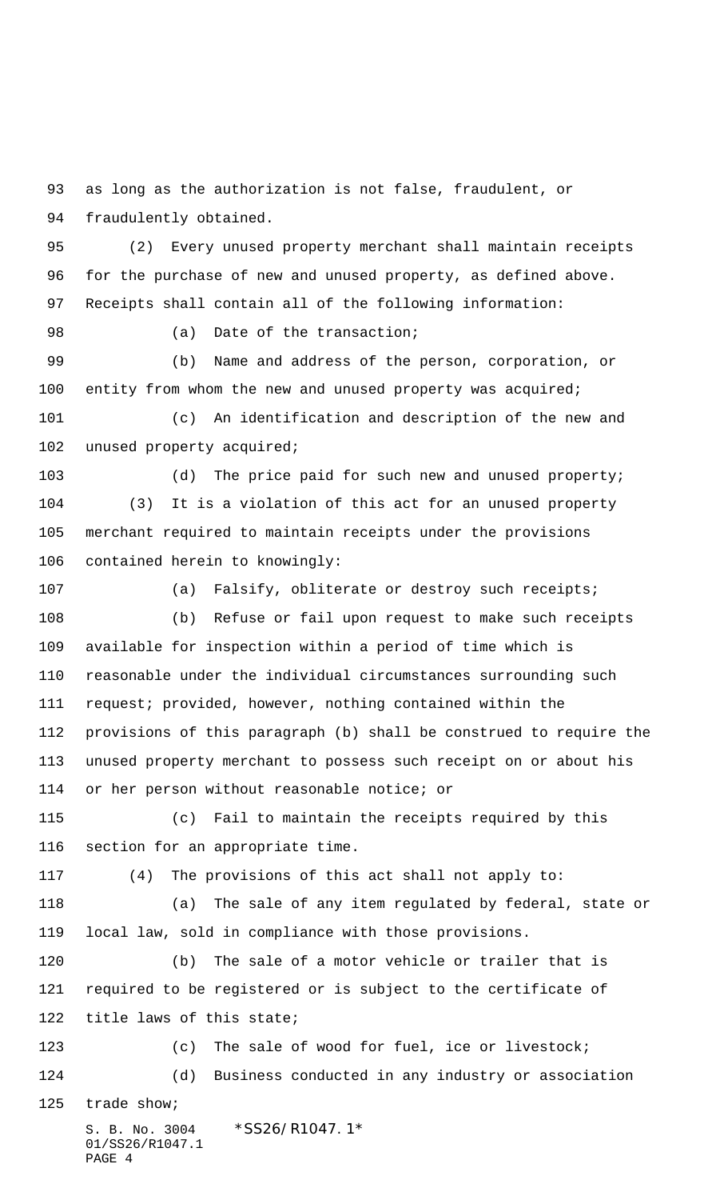as long as the authorization is not false, fraudulent, or fraudulently obtained.

(2) Every unused property merchant shall maintain receipts for the purchase of new and unused property, as defined above. Receipts shall contain all of the following information:

(a) Date of the transaction;

(b) Name and address of the person, corporation, or entity from whom the new and unused property was acquired;

(c) An identification and description of the new and unused property acquired;

(d) The price paid for such new and unused property;

(3) It is a violation of this act for an unused property merchant required to maintain receipts under the provisions contained herein to knowingly:

(a) Falsify, obliterate or destroy such receipts;

(b) Refuse or fail upon request to make such receipts available for inspection within a period of time which is reasonable under the individual circumstances surrounding such request; provided, however, nothing contained within the provisions of this paragraph (b) shall be construed to require the unused property merchant to possess such receipt on or about his or her person without reasonable notice; or

(c) Fail to maintain the receipts required by this section for an appropriate time.

(4) The provisions of this act shall not apply to:

(a) The sale of any item regulated by federal, state or local law, sold in compliance with those provisions.

(b) The sale of a motor vehicle or trailer that is required to be registered or is subject to the certificate of title laws of this state;

(c) The sale of wood for fuel, ice or livestock;

(d) Business conducted in any industry or association trade show;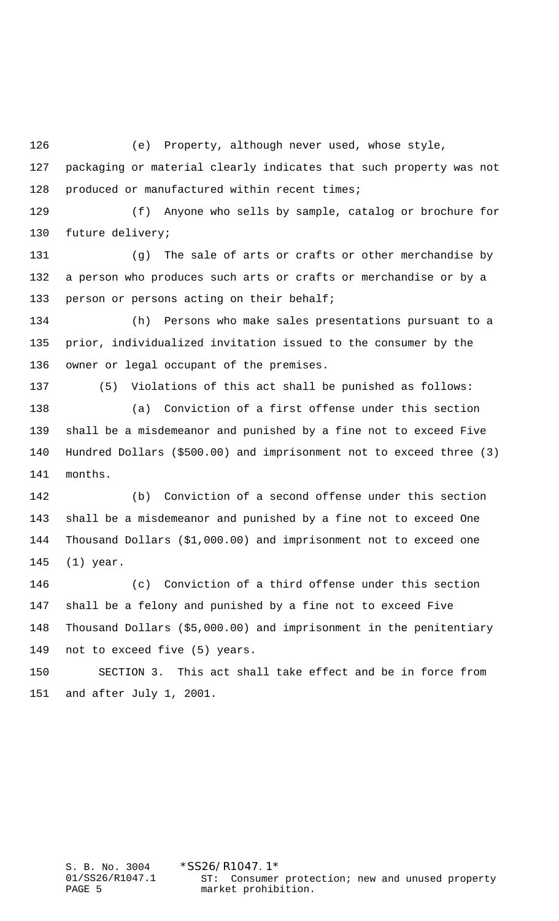(e) Property, although never used, whose style, packaging or material clearly indicates that such property was not produced or manufactured within recent times;

(f) Anyone who sells by sample, catalog or brochure for future delivery;

(g) The sale of arts or crafts or other merchandise by a person who produces such arts or crafts or merchandise or by a person or persons acting on their behalf;

(h) Persons who make sales presentations pursuant to a prior, individualized invitation issued to the consumer by the owner or legal occupant of the premises.

(5) Violations of this act shall be punished as follows:

(a) Conviction of a first offense under this section shall be a misdemeanor and punished by a fine not to exceed Five Hundred Dollars ($500.00) and imprisonment not to exceed three (3) months.

(b) Conviction of a second offense under this section shall be a misdemeanor and punished by a fine not to exceed One Thousand Dollars ($1,000.00) and imprisonment not to exceed one (1) year.

(c) Conviction of a third offense under this section shall be a felony and punished by a fine not to exceed Five Thousand Dollars ($5,000.00) and imprisonment in the penitentiary not to exceed five (5) years.

SECTION 3. This act shall take effect and be in force from and after July 1, 2001.

ST: Consumer protection; new and unused property market prohibition.